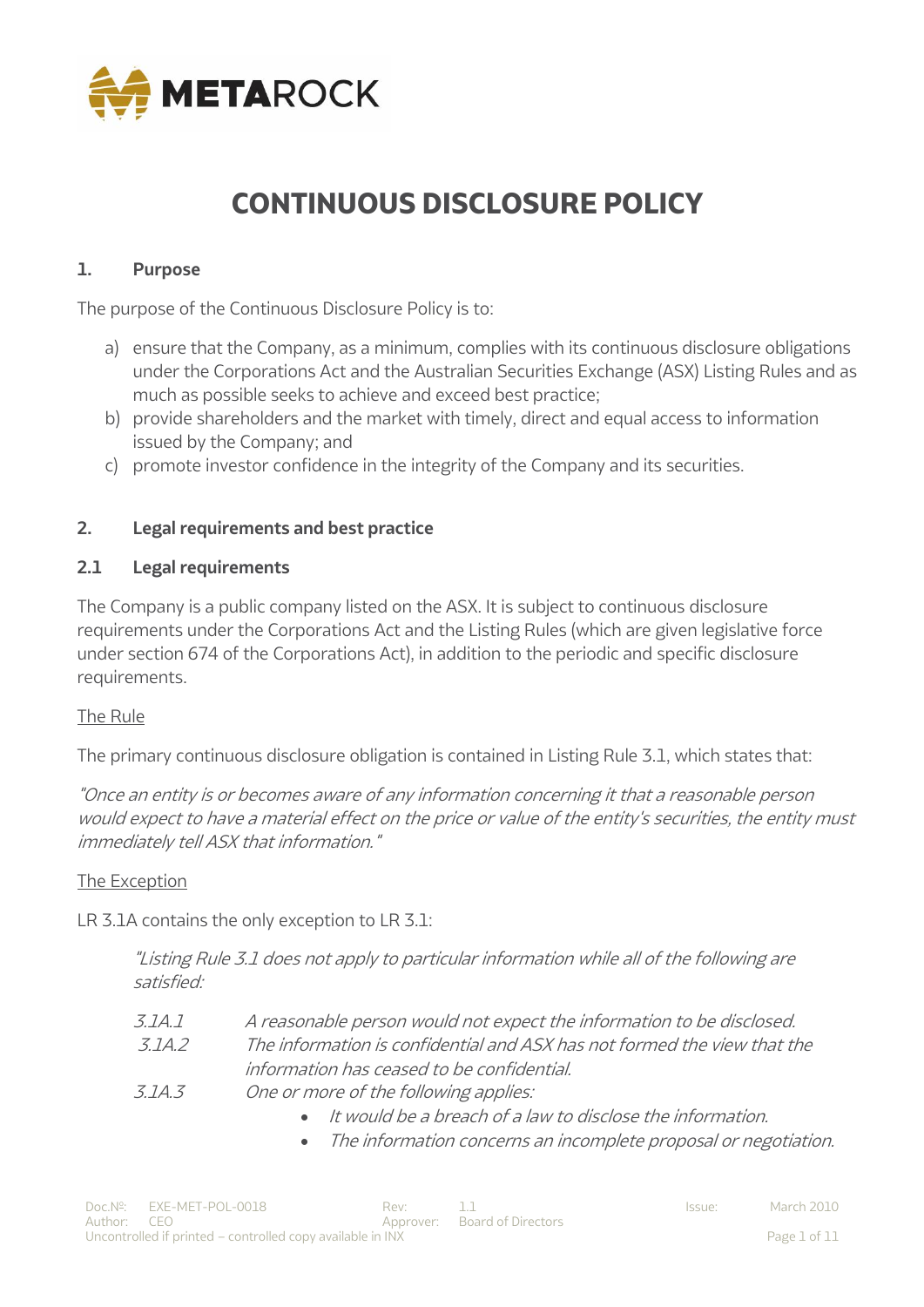# CONTINUOUS DISCLOSURE POLICY

## 1. Purpose

The purpose of the Continuous Disclosure Policy is to:

a) ensure that the Company, as a minimum, complies with its continuous disclosure obligations under the Corporations Act and the Australian Securities Exchange (ASX) Listing Rules and as much as possible seeks to achieve and exceed best practice;
b) provide shareholders and the market with timely, direct and equal access to information issued by the Company; and
c) promote investor confidence in the integrity of the Company and its securities.

## 2. Legal requirements and best practice

### 2.1 Legal requirements

The Company is a public company listed on the ASX. It is subject to continuous disclosure requirements under the Corporations Act and the Listing Rules (which are given legislative force under section 674 of the Corporations Act), in addition to the periodic and specific disclosure requirements.

The Rule

The primary continuous disclosure obligation is contained in Listing Rule 3.1, which states that:

*"Once an entity is or becomes aware of any information concerning it that a reasonable person would expect to have a material effect on the price or value of the entity's securities, the entity must immediately tell ASX that information."*

The Exception

LR 3.1A contains the only exception to LR 3.1:

> *"Listing Rule 3.1 does not apply to particular information while all of the following are satisfied:*
>
> *3.1A.1 A reasonable person would not expect the information to be disclosed.*
>
> *3.1A.2 The information is confidential and ASX has not formed the view that the information has ceased to be confidential.*
>
> *3.1A.3 One or more of the following applies:*
>
> - *It would be a breach of a law to disclose the information.*
> - *The information concerns an incomplete proposal or negotiation.*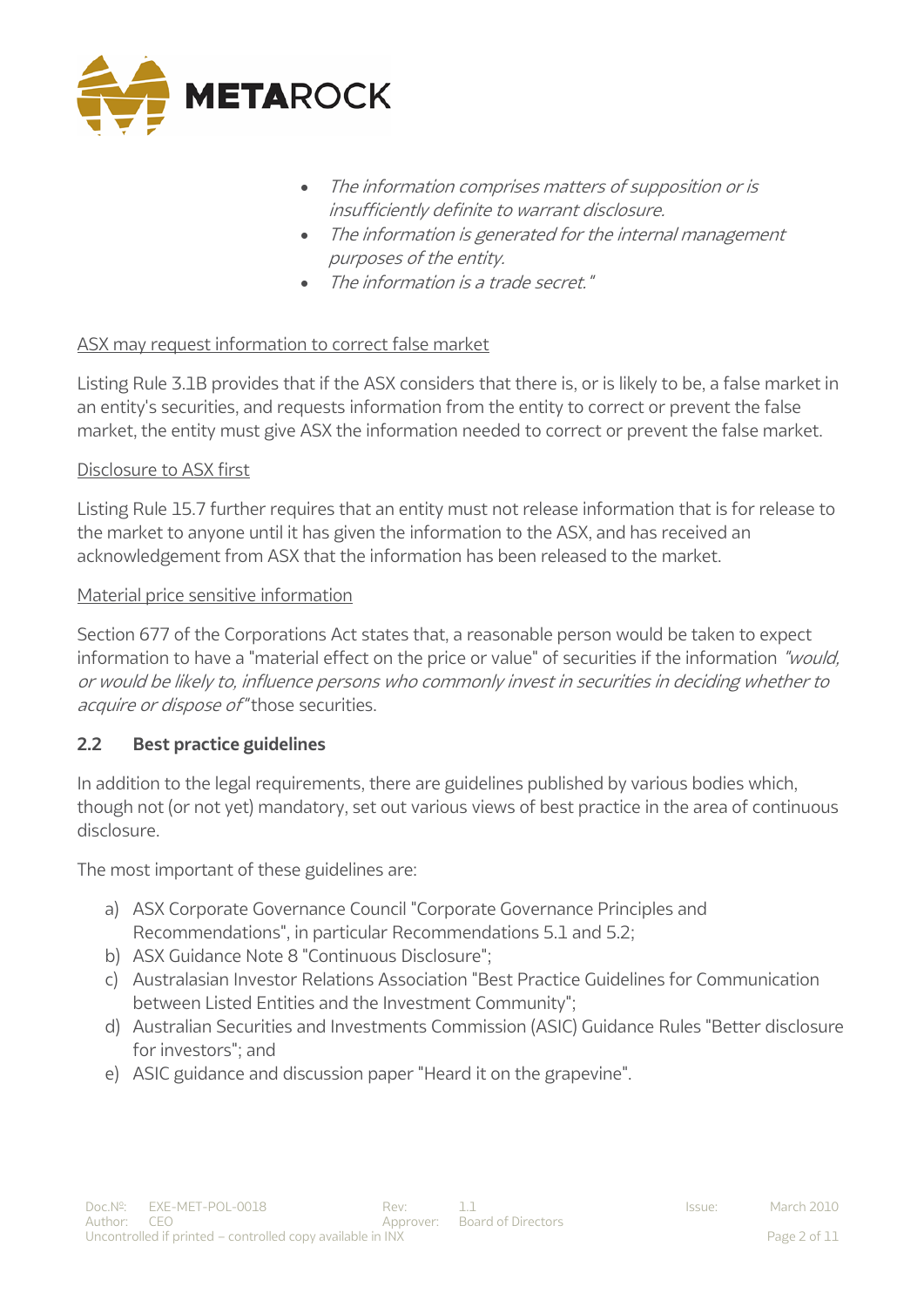- *The information comprises matters of supposition or is insufficiently definite to warrant disclosure.*
- *The information is generated for the internal management purposes of the entity.*
- *The information is a trade secret."*

ASX may request information to correct false market

Listing Rule 3.1B provides that if the ASX considers that there is, or is likely to be, a false market in an entity's securities, and requests information from the entity to correct or prevent the false market, the entity must give ASX the information needed to correct or prevent the false market.

Disclosure to ASX first

Listing Rule 15.7 further requires that an entity must not release information that is for release to the market to anyone until it has given the information to the ASX, and has received an acknowledgement from ASX that the information has been released to the market.

Material price sensitive information

Section 677 of the Corporations Act states that, a reasonable person would be taken to expect information to have a "material effect on the price or value" of securities if the information *"would, or would be likely to, influence persons who commonly invest in securities in deciding whether to acquire or dispose of"* those securities.

## 2.2 Best practice guidelines

In addition to the legal requirements, there are guidelines published by various bodies which, though not (or not yet) mandatory, set out various views of best practice in the area of continuous disclosure.

The most important of these guidelines are:

a) ASX Corporate Governance Council "Corporate Governance Principles and Recommendations", in particular Recommendations 5.1 and 5.2;
b) ASX Guidance Note 8 "Continuous Disclosure";
c) Australasian Investor Relations Association "Best Practice Guidelines for Communication between Listed Entities and the Investment Community";
d) Australian Securities and Investments Commission (ASIC) Guidance Rules "Better disclosure for investors"; and
e) ASIC guidance and discussion paper "Heard it on the grapevine".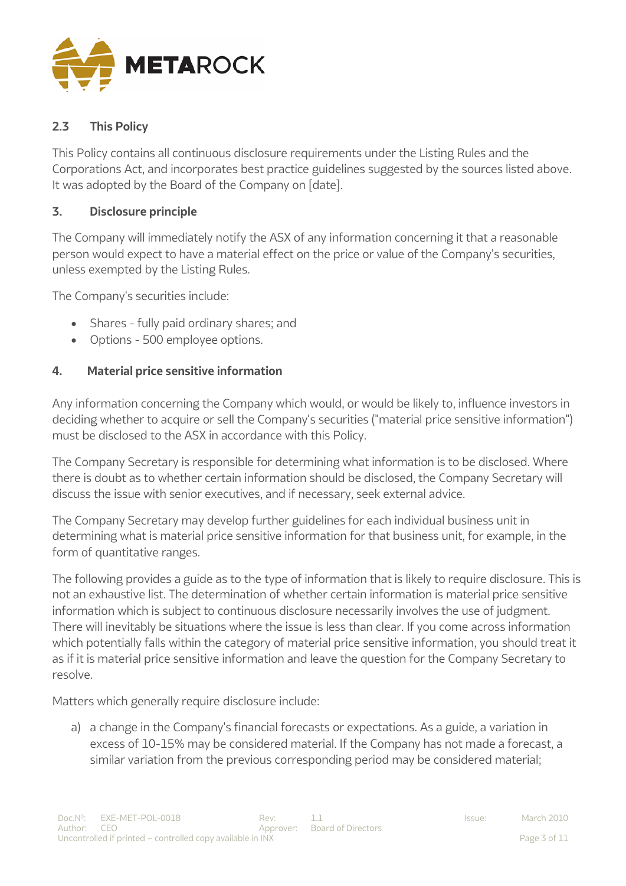## 2.3 This Policy

This Policy contains all continuous disclosure requirements under the Listing Rules and the Corporations Act, and incorporates best practice guidelines suggested by the sources listed above. It was adopted by the Board of the Company on [date].

## 3. Disclosure principle

The Company will immediately notify the ASX of any information concerning it that a reasonable person would expect to have a material effect on the price or value of the Company's securities, unless exempted by the Listing Rules.

The Company's securities include:

- Shares - fully paid ordinary shares; and
- Options - 500 employee options.

## 4. Material price sensitive information

Any information concerning the Company which would, or would be likely to, influence investors in deciding whether to acquire or sell the Company's securities ("material price sensitive information") must be disclosed to the ASX in accordance with this Policy.

The Company Secretary is responsible for determining what information is to be disclosed. Where there is doubt as to whether certain information should be disclosed, the Company Secretary will discuss the issue with senior executives, and if necessary, seek external advice.

The Company Secretary may develop further guidelines for each individual business unit in determining what is material price sensitive information for that business unit, for example, in the form of quantitative ranges.

The following provides a guide as to the type of information that is likely to require disclosure. This is not an exhaustive list. The determination of whether certain information is material price sensitive information which is subject to continuous disclosure necessarily involves the use of judgment. There will inevitably be situations where the issue is less than clear. If you come across information which potentially falls within the category of material price sensitive information, you should treat it as if it is material price sensitive information and leave the question for the Company Secretary to resolve.

Matters which generally require disclosure include:

a) a change in the Company's financial forecasts or expectations. As a guide, a variation in excess of 10-15% may be considered material. If the Company has not made a forecast, a similar variation from the previous corresponding period may be considered material;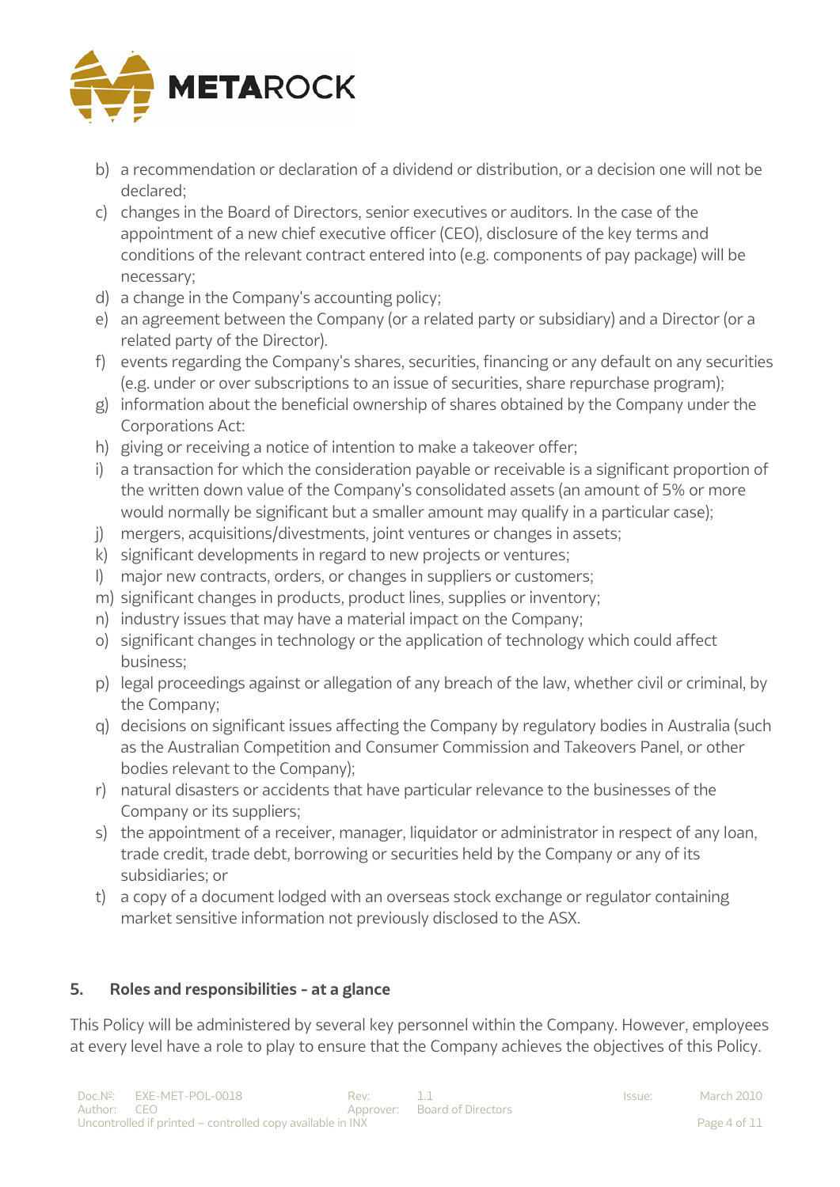b) a recommendation or declaration of a dividend or distribution, or a decision one will not be declared;
c) changes in the Board of Directors, senior executives or auditors. In the case of the appointment of a new chief executive officer (CEO), disclosure of the key terms and conditions of the relevant contract entered into (e.g. components of pay package) will be necessary;
d) a change in the Company's accounting policy;
e) an agreement between the Company (or a related party or subsidiary) and a Director (or a related party of the Director).
f) events regarding the Company's shares, securities, financing or any default on any securities (e.g. under or over subscriptions to an issue of securities, share repurchase program);
g) information about the beneficial ownership of shares obtained by the Company under the Corporations Act:
h) giving or receiving a notice of intention to make a takeover offer;
i) a transaction for which the consideration payable or receivable is a significant proportion of the written down value of the Company's consolidated assets (an amount of 5% or more would normally be significant but a smaller amount may qualify in a particular case);
j) mergers, acquisitions/divestments, joint ventures or changes in assets;
k) significant developments in regard to new projects or ventures;
l) major new contracts, orders, or changes in suppliers or customers;
m) significant changes in products, product lines, supplies or inventory;
n) industry issues that may have a material impact on the Company;
o) significant changes in technology or the application of technology which could affect business;
p) legal proceedings against or allegation of any breach of the law, whether civil or criminal, by the Company;
q) decisions on significant issues affecting the Company by regulatory bodies in Australia (such as the Australian Competition and Consumer Commission and Takeovers Panel, or other bodies relevant to the Company);
r) natural disasters or accidents that have particular relevance to the businesses of the Company or its suppliers;
s) the appointment of a receiver, manager, liquidator or administrator in respect of any loan, trade credit, trade debt, borrowing or securities held by the Company or any of its subsidiaries; or
t) a copy of a document lodged with an overseas stock exchange or regulator containing market sensitive information not previously disclosed to the ASX.

## 5. Roles and responsibilities - at a glance

This Policy will be administered by several key personnel within the Company. However, employees at every level have a role to play to ensure that the Company achieves the objectives of this Policy.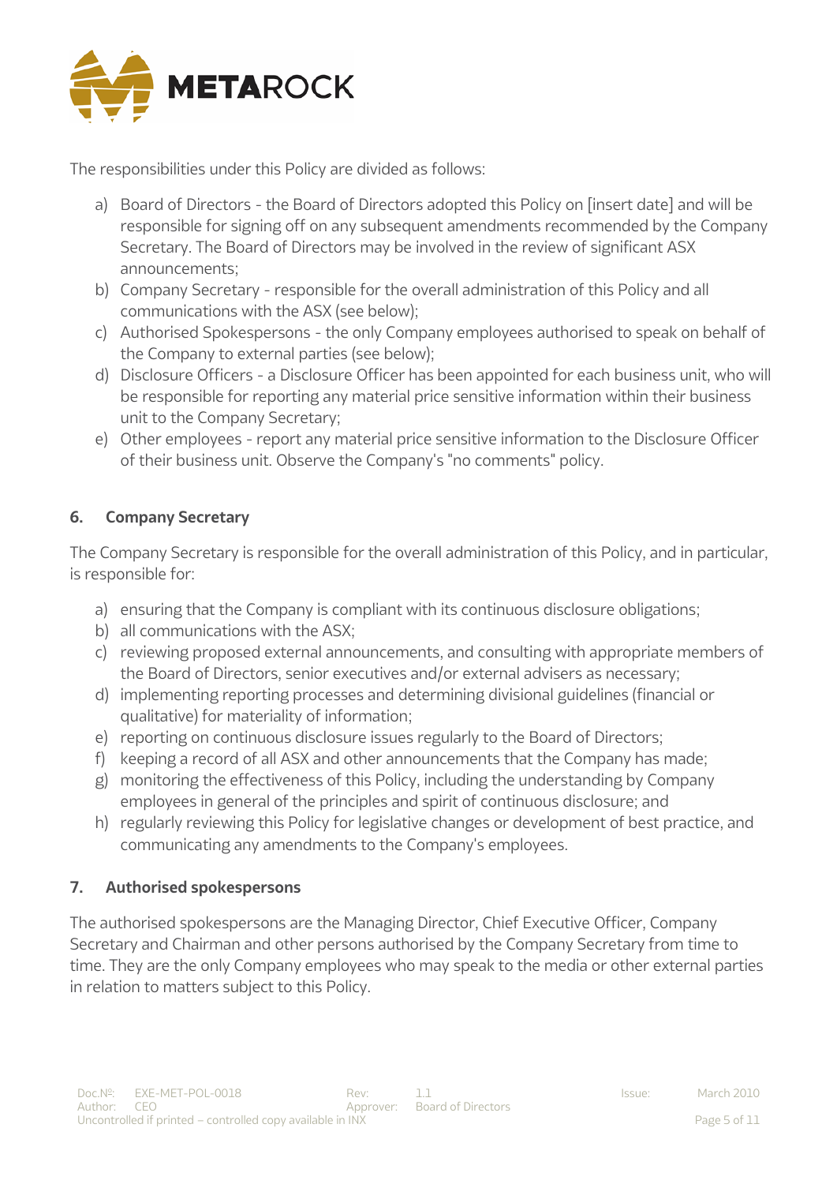The responsibilities under this Policy are divided as follows:

a) Board of Directors - the Board of Directors adopted this Policy on [insert date] and will be responsible for signing off on any subsequent amendments recommended by the Company Secretary. The Board of Directors may be involved in the review of significant ASX announcements;
b) Company Secretary - responsible for the overall administration of this Policy and all communications with the ASX (see below);
c) Authorised Spokespersons - the only Company employees authorised to speak on behalf of the Company to external parties (see below);
d) Disclosure Officers - a Disclosure Officer has been appointed for each business unit, who will be responsible for reporting any material price sensitive information within their business unit to the Company Secretary;
e) Other employees - report any material price sensitive information to the Disclosure Officer of their business unit. Observe the Company's "no comments" policy.

## 6. Company Secretary

The Company Secretary is responsible for the overall administration of this Policy, and in particular, is responsible for:

a) ensuring that the Company is compliant with its continuous disclosure obligations;
b) all communications with the ASX;
c) reviewing proposed external announcements, and consulting with appropriate members of the Board of Directors, senior executives and/or external advisers as necessary;
d) implementing reporting processes and determining divisional guidelines (financial or qualitative) for materiality of information;
e) reporting on continuous disclosure issues regularly to the Board of Directors;
f) keeping a record of all ASX and other announcements that the Company has made;
g) monitoring the effectiveness of this Policy, including the understanding by Company employees in general of the principles and spirit of continuous disclosure; and
h) regularly reviewing this Policy for legislative changes or development of best practice, and communicating any amendments to the Company's employees.

## 7. Authorised spokespersons

The authorised spokespersons are the Managing Director, Chief Executive Officer, Company Secretary and Chairman and other persons authorised by the Company Secretary from time to time. They are the only Company employees who may speak to the media or other external parties in relation to matters subject to this Policy.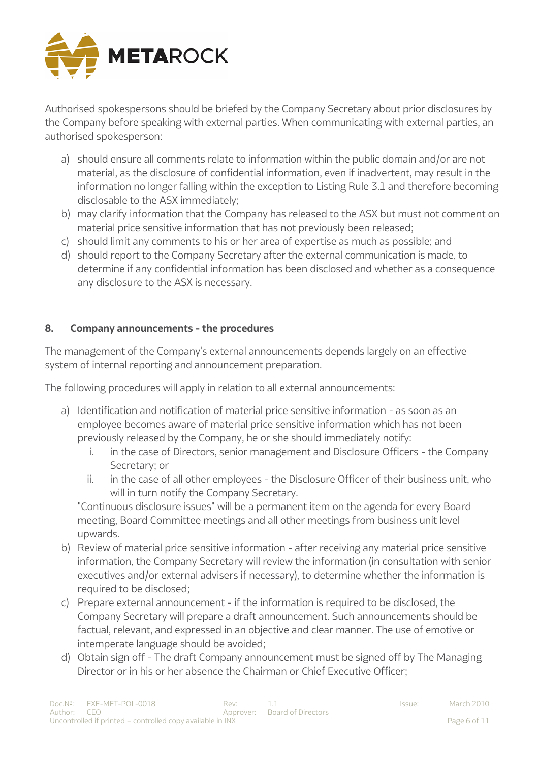Authorised spokespersons should be briefed by the Company Secretary about prior disclosures by the Company before speaking with external parties. When communicating with external parties, an authorised spokesperson:

a) should ensure all comments relate to information within the public domain and/or are not material, as the disclosure of confidential information, even if inadvertent, may result in the information no longer falling within the exception to Listing Rule 3.1 and therefore becoming disclosable to the ASX immediately;
b) may clarify information that the Company has released to the ASX but must not comment on material price sensitive information that has not previously been released;
c) should limit any comments to his or her area of expertise as much as possible; and
d) should report to the Company Secretary after the external communication is made, to determine if any confidential information has been disclosed and whether as a consequence any disclosure to the ASX is necessary.

## 8. Company announcements - the procedures

The management of the Company's external announcements depends largely on an effective system of internal reporting and announcement preparation.

The following procedures will apply in relation to all external announcements:

a) Identification and notification of material price sensitive information - as soon as an employee becomes aware of material price sensitive information which has not been previously released by the Company, he or she should immediately notify:
   i. in the case of Directors, senior management and Disclosure Officers - the Company Secretary; or
   ii. in the case of all other employees - the Disclosure Officer of their business unit, who will in turn notify the Company Secretary.

   "Continuous disclosure issues" will be a permanent item on the agenda for every Board meeting, Board Committee meetings and all other meetings from business unit level upwards.
b) Review of material price sensitive information - after receiving any material price sensitive information, the Company Secretary will review the information (in consultation with senior executives and/or external advisers if necessary), to determine whether the information is required to be disclosed;
c) Prepare external announcement - if the information is required to be disclosed, the Company Secretary will prepare a draft announcement. Such announcements should be factual, relevant, and expressed in an objective and clear manner. The use of emotive or intemperate language should be avoided;
d) Obtain sign off - The draft Company announcement must be signed off by The Managing Director or in his or her absence the Chairman or Chief Executive Officer;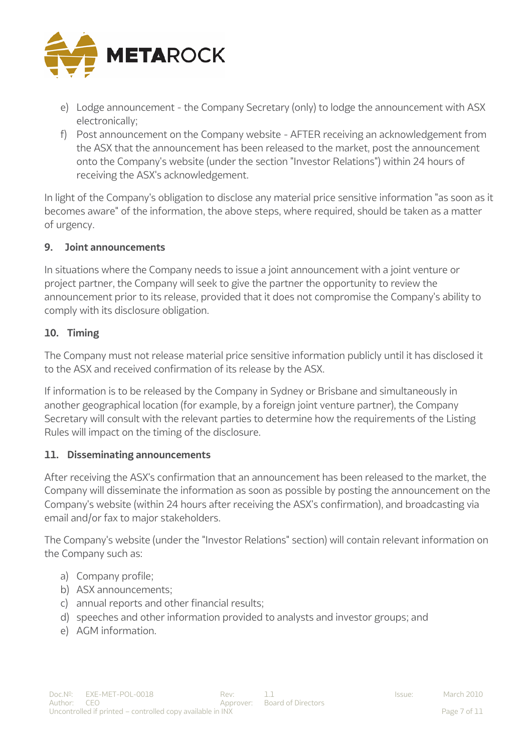e) Lodge announcement - the Company Secretary (only) to lodge the announcement with ASX electronically;
f) Post announcement on the Company website - AFTER receiving an acknowledgement from the ASX that the announcement has been released to the market, post the announcement onto the Company's website (under the section "Investor Relations") within 24 hours of receiving the ASX's acknowledgement.

In light of the Company's obligation to disclose any material price sensitive information "as soon as it becomes aware" of the information, the above steps, where required, should be taken as a matter of urgency.

**9. Joint announcements**

In situations where the Company needs to issue a joint announcement with a joint venture or project partner, the Company will seek to give the partner the opportunity to review the announcement prior to its release, provided that it does not compromise the Company's ability to comply with its disclosure obligation.

**10. Timing**

The Company must not release material price sensitive information publicly until it has disclosed it to the ASX and received confirmation of its release by the ASX.

If information is to be released by the Company in Sydney or Brisbane and simultaneously in another geographical location (for example, by a foreign joint venture partner), the Company Secretary will consult with the relevant parties to determine how the requirements of the Listing Rules will impact on the timing of the disclosure.

**11. Disseminating announcements**

After receiving the ASX's confirmation that an announcement has been released to the market, the Company will disseminate the information as soon as possible by posting the announcement on the Company's website (within 24 hours after receiving the ASX's confirmation), and broadcasting via email and/or fax to major stakeholders.

The Company's website (under the "Investor Relations" section) will contain relevant information on the Company such as:

a) Company profile;
b) ASX announcements;
c) annual reports and other financial results;
d) speeches and other information provided to analysts and investor groups; and
e) AGM information.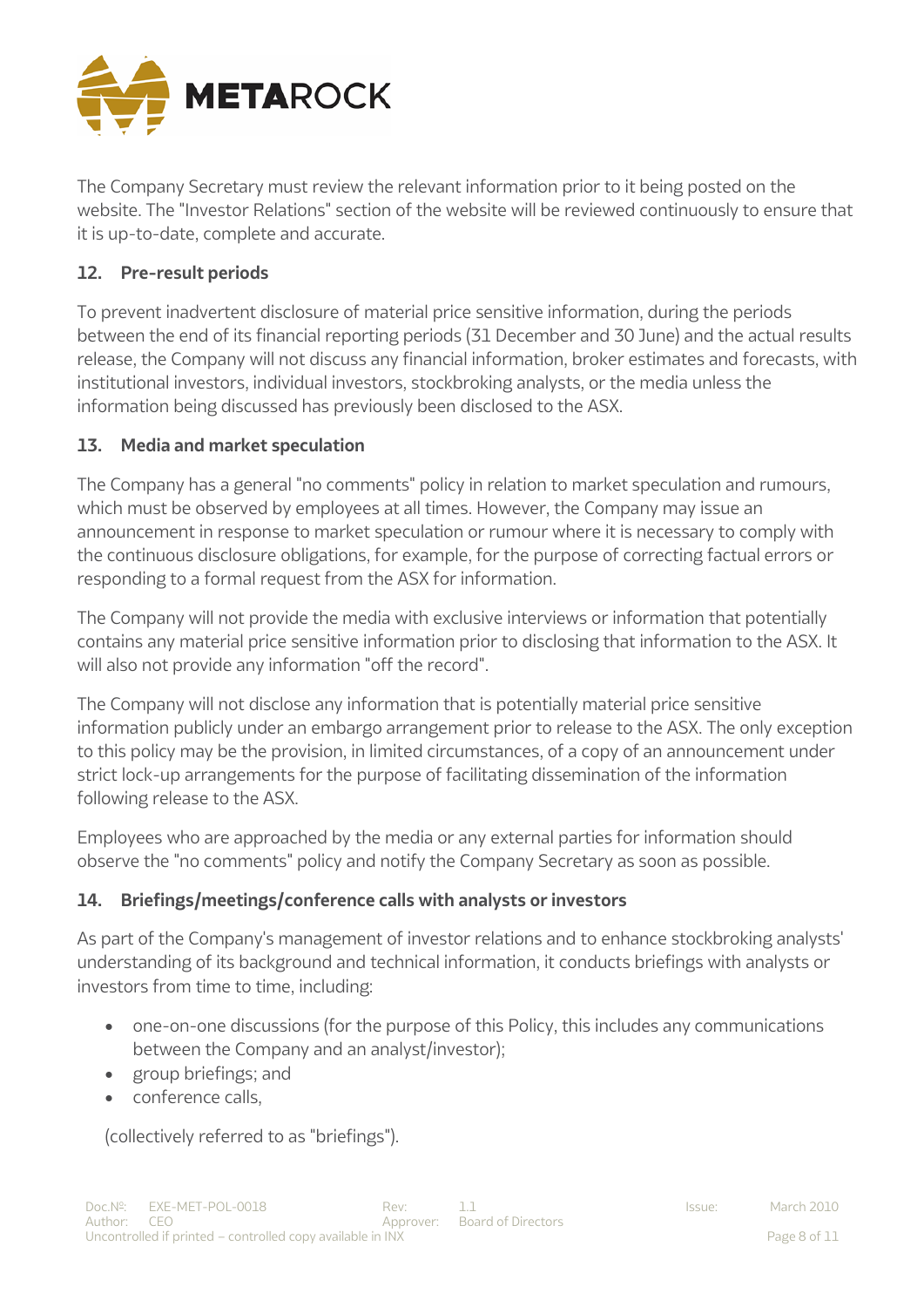The Company Secretary must review the relevant information prior to it being posted on the website. The "Investor Relations" section of the website will be reviewed continuously to ensure that it is up-to-date, complete and accurate.

## 12. Pre-result periods

To prevent inadvertent disclosure of material price sensitive information, during the periods between the end of its financial reporting periods (31 December and 30 June) and the actual results release, the Company will not discuss any financial information, broker estimates and forecasts, with institutional investors, individual investors, stockbroking analysts, or the media unless the information being discussed has previously been disclosed to the ASX.

## 13. Media and market speculation

The Company has a general "no comments" policy in relation to market speculation and rumours, which must be observed by employees at all times. However, the Company may issue an announcement in response to market speculation or rumour where it is necessary to comply with the continuous disclosure obligations, for example, for the purpose of correcting factual errors or responding to a formal request from the ASX for information.

The Company will not provide the media with exclusive interviews or information that potentially contains any material price sensitive information prior to disclosing that information to the ASX. It will also not provide any information "off the record".

The Company will not disclose any information that is potentially material price sensitive information publicly under an embargo arrangement prior to release to the ASX. The only exception to this policy may be the provision, in limited circumstances, of a copy of an announcement under strict lock-up arrangements for the purpose of facilitating dissemination of the information following release to the ASX.

Employees who are approached by the media or any external parties for information should observe the "no comments" policy and notify the Company Secretary as soon as possible.

## 14. Briefings/meetings/conference calls with analysts or investors

As part of the Company's management of investor relations and to enhance stockbroking analysts' understanding of its background and technical information, it conducts briefings with analysts or investors from time to time, including:

- one-on-one discussions (for the purpose of this Policy, this includes any communications between the Company and an analyst/investor);
- group briefings; and
- conference calls,

(collectively referred to as "briefings").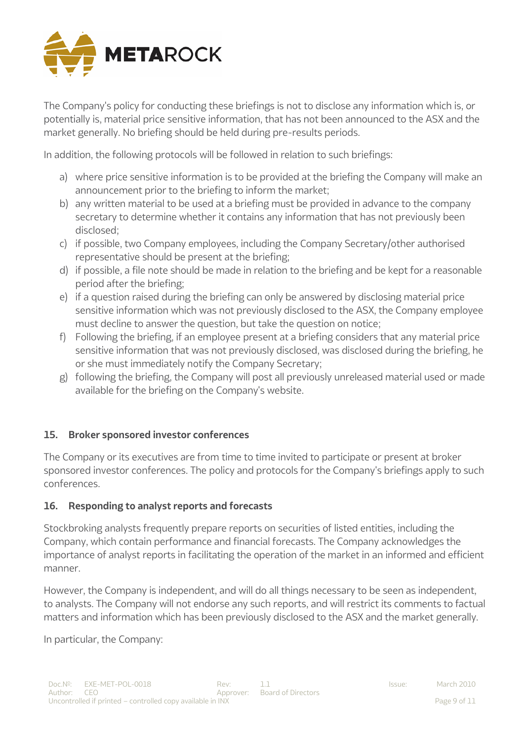The Company's policy for conducting these briefings is not to disclose any information which is, or potentially is, material price sensitive information, that has not been announced to the ASX and the market generally. No briefing should be held during pre-results periods.

In addition, the following protocols will be followed in relation to such briefings:

a) where price sensitive information is to be provided at the briefing the Company will make an announcement prior to the briefing to inform the market;
b) any written material to be used at a briefing must be provided in advance to the company secretary to determine whether it contains any information that has not previously been disclosed;
c) if possible, two Company employees, including the Company Secretary/other authorised representative should be present at the briefing;
d) if possible, a file note should be made in relation to the briefing and be kept for a reasonable period after the briefing;
e) if a question raised during the briefing can only be answered by disclosing material price sensitive information which was not previously disclosed to the ASX, the Company employee must decline to answer the question, but take the question on notice;
f) Following the briefing, if an employee present at a briefing considers that any material price sensitive information that was not previously disclosed, was disclosed during the briefing, he or she must immediately notify the Company Secretary;
g) following the briefing, the Company will post all previously unreleased material used or made available for the briefing on the Company's website.

## 15. Broker sponsored investor conferences

The Company or its executives are from time to time invited to participate or present at broker sponsored investor conferences. The policy and protocols for the Company's briefings apply to such conferences.

## 16. Responding to analyst reports and forecasts

Stockbroking analysts frequently prepare reports on securities of listed entities, including the Company, which contain performance and financial forecasts. The Company acknowledges the importance of analyst reports in facilitating the operation of the market in an informed and efficient manner.

However, the Company is independent, and will do all things necessary to be seen as independent, to analysts. The Company will not endorse any such reports, and will restrict its comments to factual matters and information which has been previously disclosed to the ASX and the market generally.

In particular, the Company: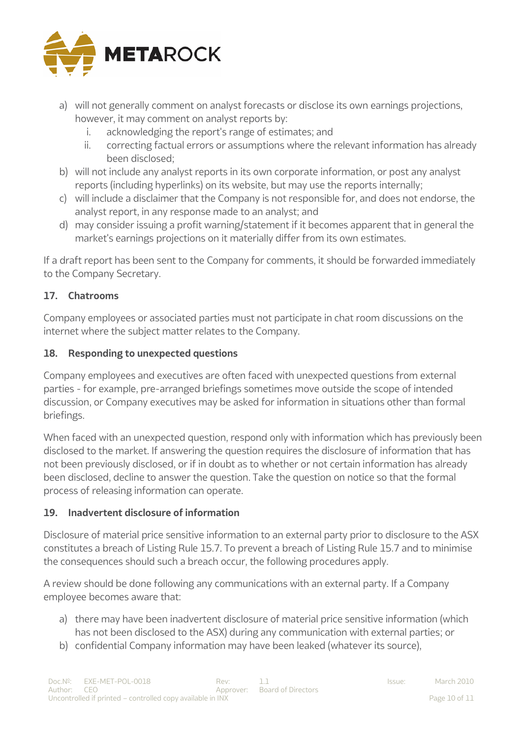a) will not generally comment on analyst forecasts or disclose its own earnings projections, however, it may comment on analyst reports by:
    i. acknowledging the report's range of estimates; and
    ii. correcting factual errors or assumptions where the relevant information has already been disclosed;

b) will not include any analyst reports in its own corporate information, or post any analyst reports (including hyperlinks) on its website, but may use the reports internally;

c) will include a disclaimer that the Company is not responsible for, and does not endorse, the analyst report, in any response made to an analyst; and

d) may consider issuing a profit warning/statement if it becomes apparent that in general the market's earnings projections on it materially differ from its own estimates.

If a draft report has been sent to the Company for comments, it should be forwarded immediately to the Company Secretary.

### 17. Chatrooms

Company employees or associated parties must not participate in chat room discussions on the internet where the subject matter relates to the Company.

### 18. Responding to unexpected questions

Company employees and executives are often faced with unexpected questions from external parties - for example, pre-arranged briefings sometimes move outside the scope of intended discussion, or Company executives may be asked for information in situations other than formal briefings.

When faced with an unexpected question, respond only with information which has previously been disclosed to the market. If answering the question requires the disclosure of information that has not been previously disclosed, or if in doubt as to whether or not certain information has already been disclosed, decline to answer the question. Take the question on notice so that the formal process of releasing information can operate.

### 19. Inadvertent disclosure of information

Disclosure of material price sensitive information to an external party prior to disclosure to the ASX constitutes a breach of Listing Rule 15.7. To prevent a breach of Listing Rule 15.7 and to minimise the consequences should such a breach occur, the following procedures apply.

A review should be done following any communications with an external party. If a Company employee becomes aware that:

a) there may have been inadvertent disclosure of material price sensitive information (which has not been disclosed to the ASX) during any communication with external parties; or

b) confidential Company information may have been leaked (whatever its source),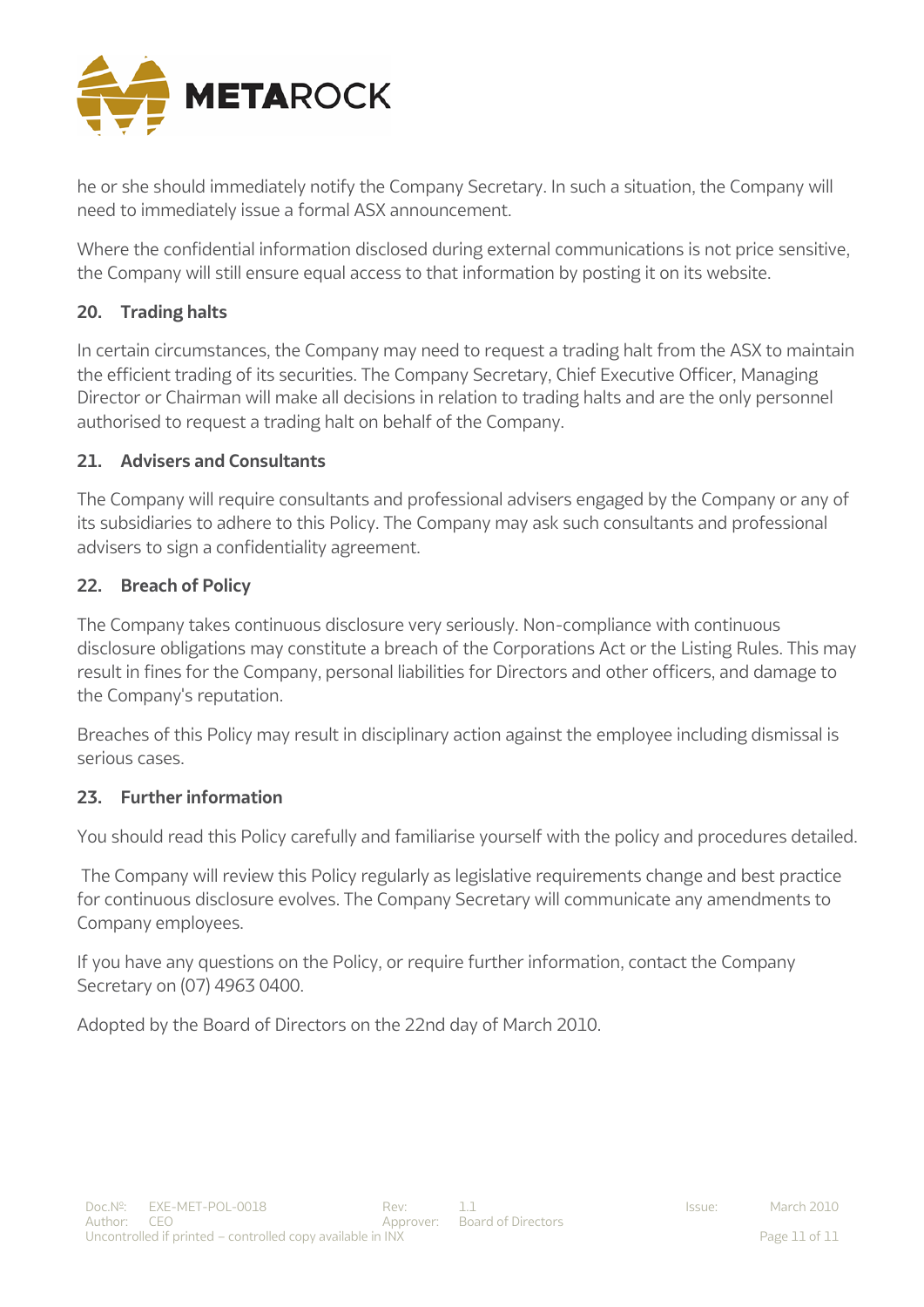he or she should immediately notify the Company Secretary. In such a situation, the Company will need to immediately issue a formal ASX announcement.

Where the confidential information disclosed during external communications is not price sensitive, the Company will still ensure equal access to that information by posting it on its website.

## 20. Trading halts

In certain circumstances, the Company may need to request a trading halt from the ASX to maintain the efficient trading of its securities. The Company Secretary, Chief Executive Officer, Managing Director or Chairman will make all decisions in relation to trading halts and are the only personnel authorised to request a trading halt on behalf of the Company.

## 21. Advisers and Consultants

The Company will require consultants and professional advisers engaged by the Company or any of its subsidiaries to adhere to this Policy. The Company may ask such consultants and professional advisers to sign a confidentiality agreement.

## 22. Breach of Policy

The Company takes continuous disclosure very seriously. Non-compliance with continuous disclosure obligations may constitute a breach of the Corporations Act or the Listing Rules. This may result in fines for the Company, personal liabilities for Directors and other officers, and damage to the Company's reputation.

Breaches of this Policy may result in disciplinary action against the employee including dismissal is serious cases.

## 23. Further information

You should read this Policy carefully and familiarise yourself with the policy and procedures detailed.

The Company will review this Policy regularly as legislative requirements change and best practice for continuous disclosure evolves. The Company Secretary will communicate any amendments to Company employees.

If you have any questions on the Policy, or require further information, contact the Company Secretary on (07) 4963 0400.

Adopted by the Board of Directors on the 22nd day of March 2010.